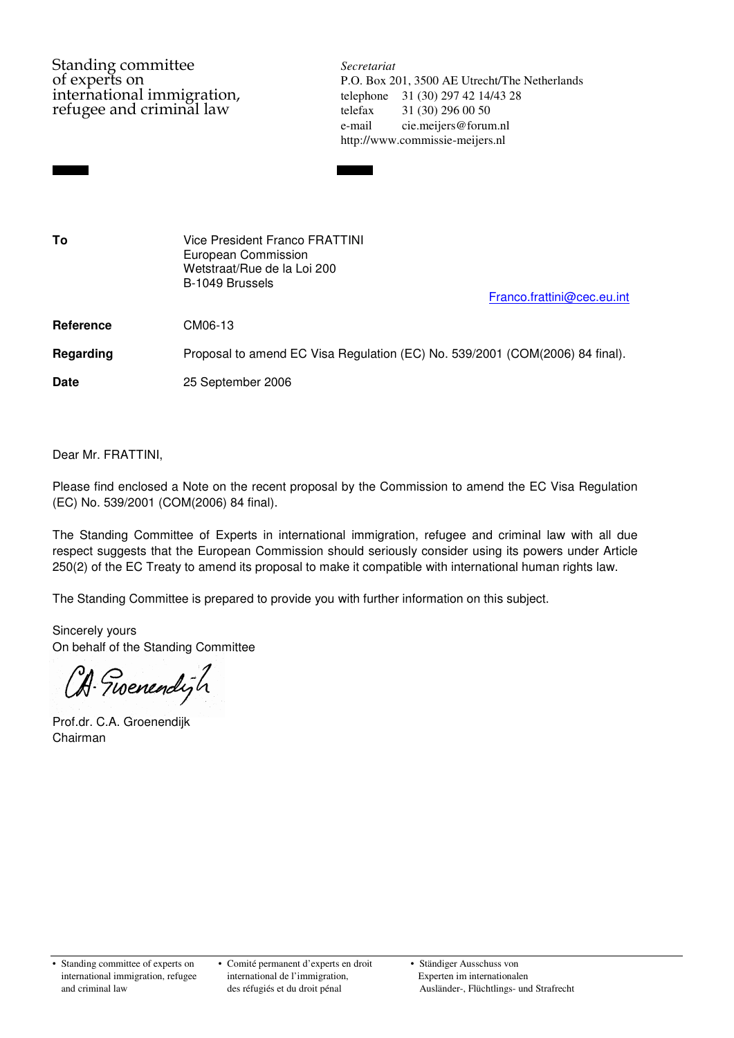Standing committee
of experts on
international immigration,
refugee and criminal law

*Secretariat*
P.O. Box 201, 3500 AE Utrecht/The Netherlands
telephone 31 (30) 297 42 14/43 28
telefax 31 (30) 296 00 50
e-mail cie.meijers@forum.nl
http://www.commissie-meijers.nl

| | |
|---|---|
| **To** | Vice President Franco FRATTINI<br>European Commission<br>Wetstraat/Rue de la Loi 200<br>B-1049 Brussels<br>Franco.frattini@cec.eu.int |
| **Reference** | CM06-13 |
| **Regarding** | Proposal to amend EC Visa Regulation (EC) No. 539/2001 (COM(2006) 84 final). |
| **Date** | 25 September 2006 |

Dear Mr. FRATTINI,

Please find enclosed a Note on the recent proposal by the Commission to amend the EC Visa Regulation (EC) No. 539/2001 (COM(2006) 84 final).

The Standing Committee of Experts in international immigration, refugee and criminal law with all due respect suggests that the European Commission should seriously consider using its powers under Article 250(2) of the EC Treaty to amend its proposal to make it compatible with international human rights law.

The Standing Committee is prepared to provide you with further information on this subject.

Sincerely yours
On behalf of the Standing Committee

C.A. Groenendijk

Prof.dr. C.A. Groenendijk
Chairman

- Standing committee of experts on international immigration, refugee and criminal law
- Comité permanent d'experts en droit international de l'immigration, des réfugiés et du droit pénal
- Ständiger Ausschuss von Experten im internationalen Ausländer-, Flüchtlings- und Strafrecht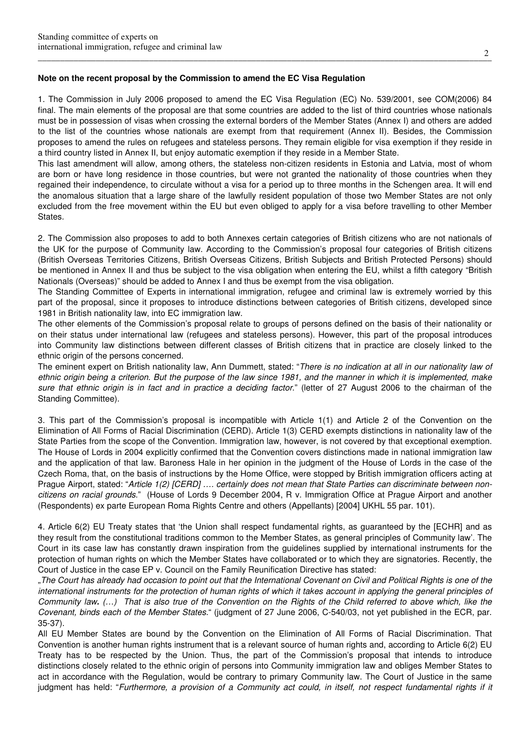**Note on the recent proposal by the Commission to amend the EC Visa Regulation**

1. The Commission in July 2006 proposed to amend the EC Visa Regulation (EC) No. 539/2001, see COM(2006) 84 final. The main elements of the proposal are that some countries are added to the list of third countries whose nationals must be in possession of visas when crossing the external borders of the Member States (Annex I) and others are added to the list of the countries whose nationals are exempt from that requirement (Annex II). Besides, the Commission proposes to amend the rules on refugees and stateless persons. They remain eligible for visa exemption if they reside in a third country listed in Annex II, but enjoy automatic exemption if they reside in a Member State.

This last amendment will allow, among others, the stateless non-citizen residents in Estonia and Latvia, most of whom are born or have long residence in those countries, but were not granted the nationality of those countries when they regained their independence, to circulate without a visa for a period up to three months in the Schengen area. It will end the anomalous situation that a large share of the lawfully resident population of those two Member States are not only excluded from the free movement within the EU but even obliged to apply for a visa before travelling to other Member States.

2. The Commission also proposes to add to both Annexes certain categories of British citizens who are not nationals of the UK for the purpose of Community law. According to the Commission's proposal four categories of British citizens (British Overseas Territories Citizens, British Overseas Citizens, British Subjects and British Protected Persons) should be mentioned in Annex II and thus be subject to the visa obligation when entering the EU, whilst a fifth category "British Nationals (Overseas)" should be added to Annex I and thus be exempt from the visa obligation.

The Standing Committee of Experts in international immigration, refugee and criminal law is extremely worried by this part of the proposal, since it proposes to introduce distinctions between categories of British citizens, developed since 1981 in British nationality law, into EC immigration law.

The other elements of the Commission's proposal relate to groups of persons defined on the basis of their nationality or on their status under international law (refugees and stateless persons). However, this part of the proposal introduces into Community law distinctions between different classes of British citizens that in practice are closely linked to the ethnic origin of the persons concerned.

The eminent expert on British nationality law, Ann Dummett, stated: "*There is no indication at all in our nationality law of ethnic origin being a criterion. But the purpose of the law since 1981, and the manner in which it is implemented, make sure that ethnic origin is in fact and in practice a deciding factor.*" (letter of 27 August 2006 to the chairman of the Standing Committee).

3. This part of the Commission's proposal is incompatible with Article 1(1) and Article 2 of the Convention on the Elimination of All Forms of Racial Discrimination (CERD). Article 1(3) CERD exempts distinctions in nationality law of the State Parties from the scope of the Convention. Immigration law, however, is not covered by that exceptional exemption. The House of Lords in 2004 explicitly confirmed that the Convention covers distinctions made in national immigration law and the application of that law. Baroness Hale in her opinion in the judgment of the House of Lords in the case of the Czech Roma, that, on the basis of instructions by the Home Office, were stopped by British immigration officers acting at Prague Airport, stated: "*Article 1(2) [CERD] …. certainly does not mean that State Parties can discriminate between non-citizens on racial grounds.*" (House of Lords 9 December 2004, R v. Immigration Office at Prague Airport and another (Respondents) ex parte European Roma Rights Centre and others (Appellants) [2004] UKHL 55 par. 101).

4. Article 6(2) EU Treaty states that 'the Union shall respect fundamental rights, as guaranteed by the [ECHR] and as they result from the constitutional traditions common to the Member States, as general principles of Community law'. The Court in its case law has constantly drawn inspiration from the guidelines supplied by international instruments for the protection of human rights on which the Member States have collaborated or to which they are signatories. Recently, the Court of Justice in the case EP v. Council on the Family Reunification Directive has stated:

„*The Court has already had occasion to point out that the International Covenant on Civil and Political Rights is one of the international instruments for the protection of human rights of which it takes account in applying the general principles of Community law. (…) That is also true of the Convention on the Rights of the Child referred to above which, like the Covenant, binds each of the Member States.*" (judgment of 27 June 2006, C-540/03, not yet published in the ECR, par. 35-37).

All EU Member States are bound by the Convention on the Elimination of All Forms of Racial Discrimination. That Convention is another human rights instrument that is a relevant source of human rights and, according to Article 6(2) EU Treaty has to be respected by the Union. Thus, the part of the Commission's proposal that intends to introduce distinctions closely related to the ethnic origin of persons into Community immigration law and obliges Member States to act in accordance with the Regulation, would be contrary to primary Community law. The Court of Justice in the same judgment has held: "*Furthermore, a provision of a Community act could, in itself, not respect fundamental rights if it*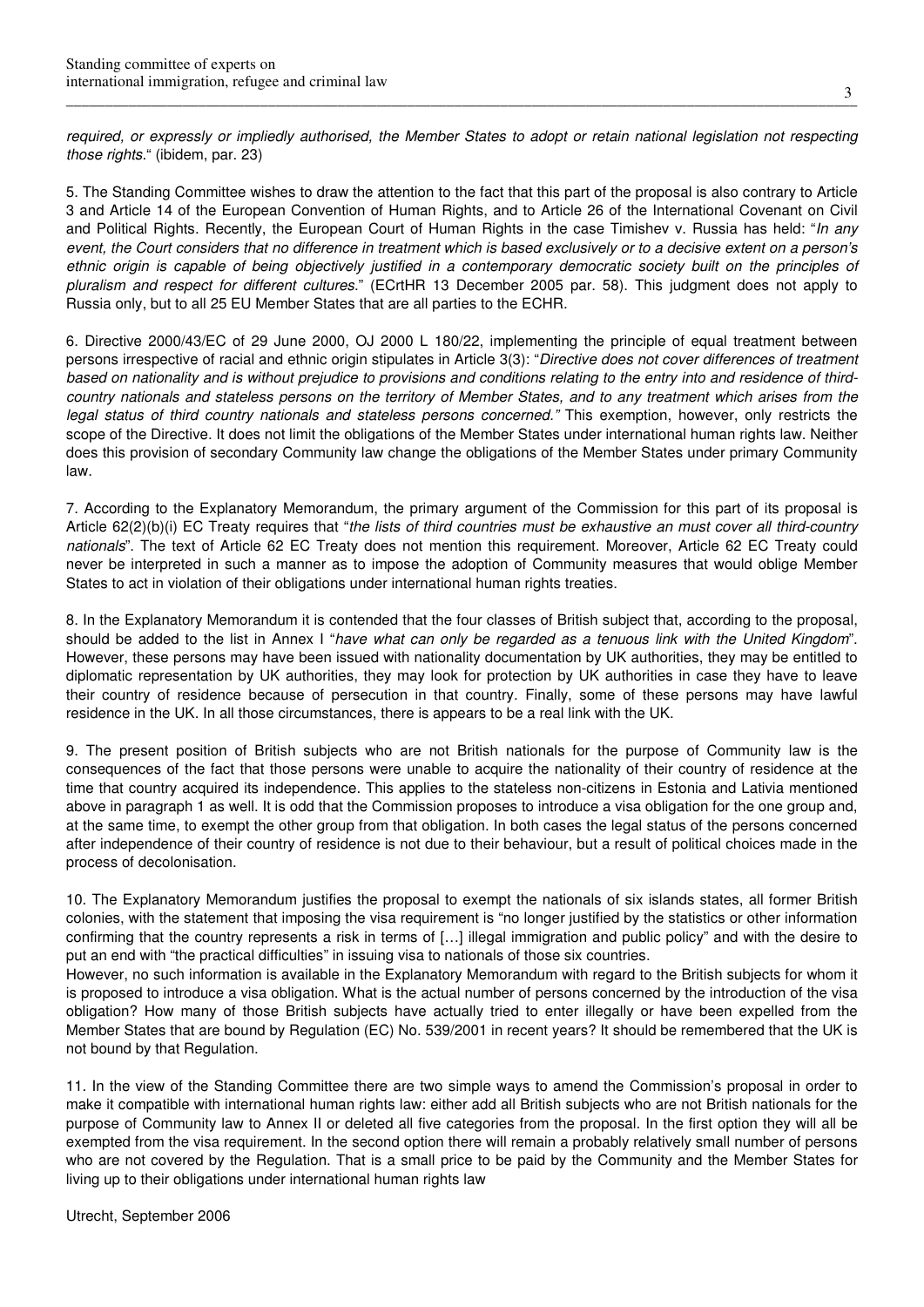*required, or expressly or impliedly authorised, the Member States to adopt or retain national legislation not respecting those rights.*" (ibidem, par. 23)

5. The Standing Committee wishes to draw the attention to the fact that this part of the proposal is also contrary to Article 3 and Article 14 of the European Convention of Human Rights, and to Article 26 of the International Covenant on Civil and Political Rights. Recently, the European Court of Human Rights in the case Timishev v. Russia has held: "*In any event, the Court considers that no difference in treatment which is based exclusively or to a decisive extent on a person's ethnic origin is capable of being objectively justified in a contemporary democratic society built on the principles of pluralism and respect for different cultures.*" (ECrtHR 13 December 2005 par. 58). This judgment does not apply to Russia only, but to all 25 EU Member States that are all parties to the ECHR.

6. Directive 2000/43/EC of 29 June 2000, OJ 2000 L 180/22, implementing the principle of equal treatment between persons irrespective of racial and ethnic origin stipulates in Article 3(3): "*Directive does not cover differences of treatment based on nationality and is without prejudice to provisions and conditions relating to the entry into and residence of third-country nationals and stateless persons on the territory of Member States, and to any treatment which arises from the legal status of third country nationals and stateless persons concerned.*" This exemption, however, only restricts the scope of the Directive. It does not limit the obligations of the Member States under international human rights law. Neither does this provision of secondary Community law change the obligations of the Member States under primary Community law.

7. According to the Explanatory Memorandum, the primary argument of the Commission for this part of its proposal is Article 62(2)(b)(i) EC Treaty requires that "*the lists of third countries must be exhaustive an must cover all third-country nationals*". The text of Article 62 EC Treaty does not mention this requirement. Moreover, Article 62 EC Treaty could never be interpreted in such a manner as to impose the adoption of Community measures that would oblige Member States to act in violation of their obligations under international human rights treaties.

8. In the Explanatory Memorandum it is contended that the four classes of British subject that, according to the proposal, should be added to the list in Annex I "*have what can only be regarded as a tenuous link with the United Kingdom*". However, these persons may have been issued with nationality documentation by UK authorities, they may be entitled to diplomatic representation by UK authorities, they may look for protection by UK authorities in case they have to leave their country of residence because of persecution in that country. Finally, some of these persons may have lawful residence in the UK. In all those circumstances, there is appears to be a real link with the UK.

9. The present position of British subjects who are not British nationals for the purpose of Community law is the consequences of the fact that those persons were unable to acquire the nationality of their country of residence at the time that country acquired its independence. This applies to the stateless non-citizens in Estonia and Lativia mentioned above in paragraph 1 as well. It is odd that the Commission proposes to introduce a visa obligation for the one group and, at the same time, to exempt the other group from that obligation. In both cases the legal status of the persons concerned after independence of their country of residence is not due to their behaviour, but a result of political choices made in the process of decolonisation.

10. The Explanatory Memorandum justifies the proposal to exempt the nationals of six islands states, all former British colonies, with the statement that imposing the visa requirement is "no longer justified by the statistics or other information confirming that the country represents a risk in terms of […] illegal immigration and public policy" and with the desire to put an end with "the practical difficulties" in issuing visa to nationals of those six countries.
However, no such information is available in the Explanatory Memorandum with regard to the British subjects for whom it is proposed to introduce a visa obligation. What is the actual number of persons concerned by the introduction of the visa obligation? How many of those British subjects have actually tried to enter illegally or have been expelled from the Member States that are bound by Regulation (EC) No. 539/2001 in recent years? It should be remembered that the UK is not bound by that Regulation.

11. In the view of the Standing Committee there are two simple ways to amend the Commission's proposal in order to make it compatible with international human rights law: either add all British subjects who are not British nationals for the purpose of Community law to Annex II or deleted all five categories from the proposal. In the first option they will all be exempted from the visa requirement. In the second option there will remain a probably relatively small number of persons who are not covered by the Regulation. That is a small price to be paid by the Community and the Member States for living up to their obligations under international human rights law

Utrecht, September 2006